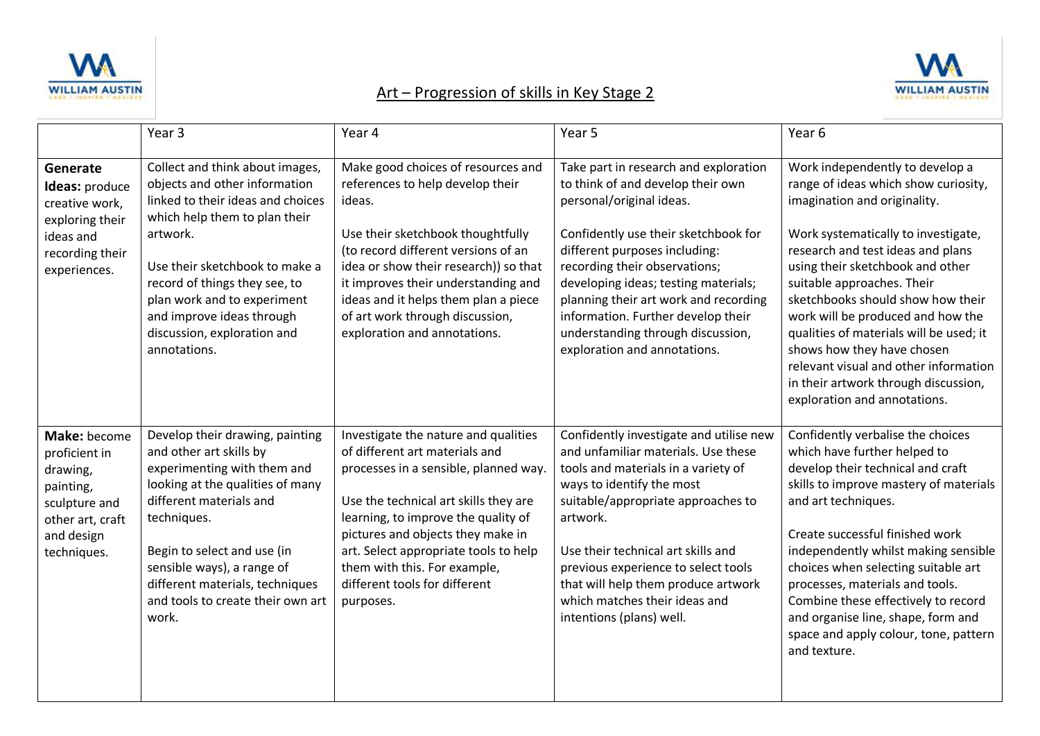# Art – Progression of skills in Key Stage 2

| | Year 3 | Year 4 | Year 5 | Year 6 |
|---|---|---|---|---|
| **Generate Ideas:** produce creative work, exploring their ideas and recording their experiences. | Collect and think about images, objects and other information linked to their ideas and choices which help them to plan their artwork.<br><br>Use their sketchbook to make a record of things they see, to plan work and to experiment and improve ideas through discussion, exploration and annotations. | Make good choices of resources and references to help develop their ideas.<br><br>Use their sketchbook thoughtfully (to record different versions of an idea or show their research)) so that it improves their understanding and ideas and it helps them plan a piece of art work through discussion, exploration and annotations. | Take part in research and exploration to think of and develop their own personal/original ideas.<br><br>Confidently use their sketchbook for different purposes including: recording their observations; developing ideas; testing materials; planning their art work and recording information. Further develop their understanding through discussion, exploration and annotations. | Work independently to develop a range of ideas which show curiosity, imagination and originality.<br><br>Work systematically to investigate, research and test ideas and plans using their sketchbook and other suitable approaches. Their sketchbooks should show how their work will be produced and how the qualities of materials will be used; it shows how they have chosen relevant visual and other information in their artwork through discussion, exploration and annotations. |
| **Make:** become proficient in drawing, painting, sculpture and other art, craft and design techniques. | Develop their drawing, painting and other art skills by experimenting with them and looking at the qualities of many different materials and techniques.<br><br>Begin to select and use (in sensible ways), a range of different materials, techniques and tools to create their own art work. | Investigate the nature and qualities of different art materials and processes in a sensible, planned way.<br><br>Use the technical art skills they are learning, to improve the quality of pictures and objects they make in art. Select appropriate tools to help them with this. For example, different tools for different purposes. | Confidently investigate and utilise new and unfamiliar materials. Use these tools and materials in a variety of ways to identify the most suitable/appropriate approaches to artwork.<br><br>Use their technical art skills and previous experience to select tools that will help them produce artwork which matches their ideas and intentions (plans) well. | Confidently verbalise the choices which have further helped to develop their technical and craft skills to improve mastery of materials and art techniques.<br><br>Create successful finished work independently whilst making sensible choices when selecting suitable art processes, materials and tools. Combine these effectively to record and organise line, shape, form and space and apply colour, tone, pattern and texture. |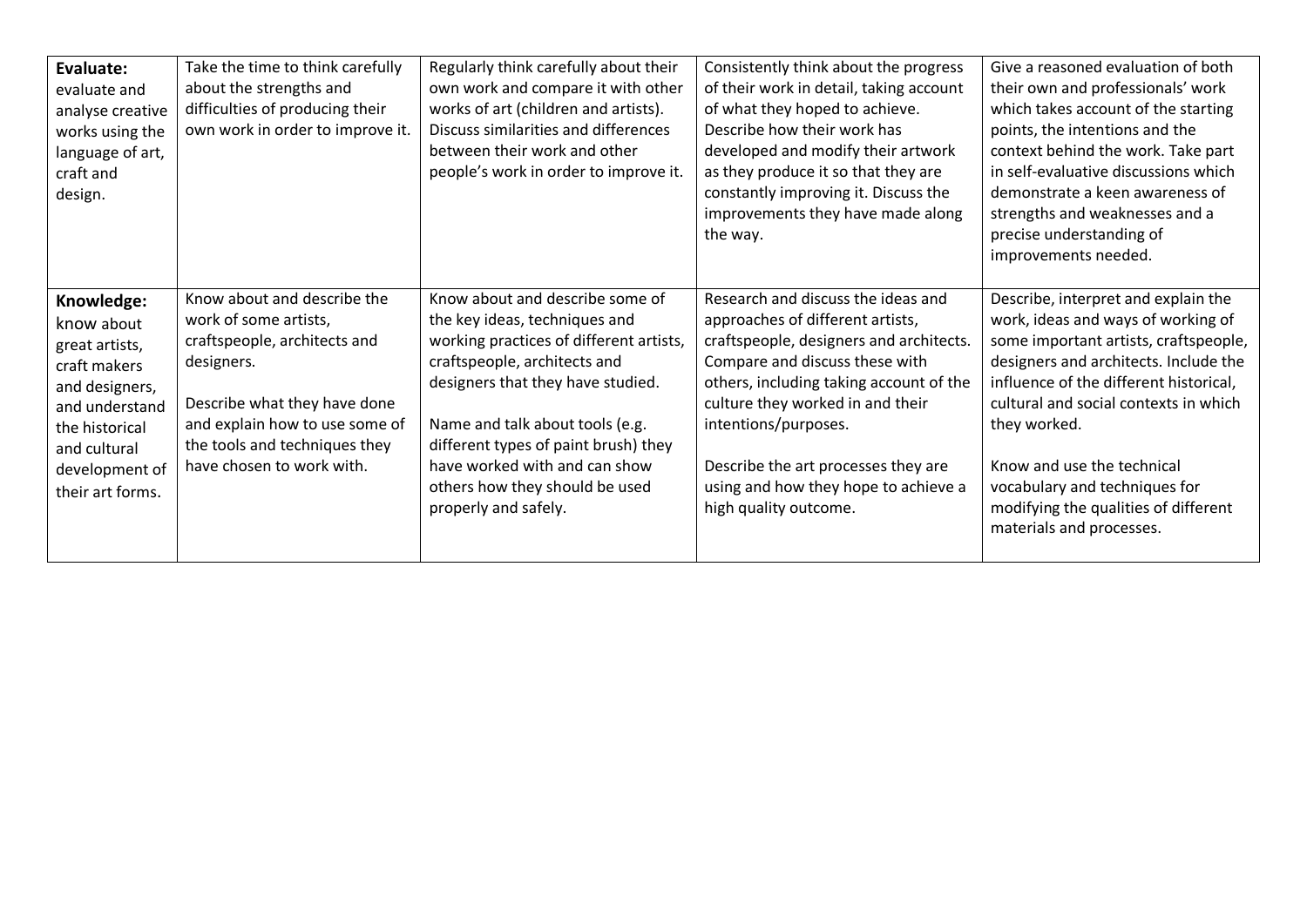| | | | | |
|---|---|---|---|---|
| **Evaluate:** evaluate and analyse creative works using the language of art, craft and design. | Take the time to think carefully about the strengths and difficulties of producing their own work in order to improve it. | Regularly think carefully about their own work and compare it with other works of art (children and artists). Discuss similarities and differences between their work and other people's work in order to improve it. | Consistently think about the progress of their work in detail, taking account of what they hoped to achieve. Describe how their work has developed and modify their artwork as they produce it so that they are constantly improving it. Discuss the improvements they have made along the way. | Give a reasoned evaluation of both their own and professionals' work which takes account of the starting points, the intentions and the context behind the work. Take part in self-evaluative discussions which demonstrate a keen awareness of strengths and weaknesses and a precise understanding of improvements needed. |
| **Knowledge:** know about great artists, craft makers and designers, and understand the historical and cultural development of their art forms. | Know about and describe the work of some artists, craftspeople, architects and designers.<br><br>Describe what they have done and explain how to use some of the tools and techniques they have chosen to work with. | Know about and describe some of the key ideas, techniques and working practices of different artists, craftspeople, architects and designers that they have studied.<br><br>Name and talk about tools (e.g. different types of paint brush) they have worked with and can show others how they should be used properly and safely. | Research and discuss the ideas and approaches of different artists, craftspeople, designers and architects. Compare and discuss these with others, including taking account of the culture they worked in and their intentions/purposes.<br><br>Describe the art processes they are using and how they hope to achieve a high quality outcome. | Describe, interpret and explain the work, ideas and ways of working of some important artists, craftspeople, designers and architects. Include the influence of the different historical, cultural and social contexts in which they worked.<br><br>Know and use the technical vocabulary and techniques for modifying the qualities of different materials and processes. |